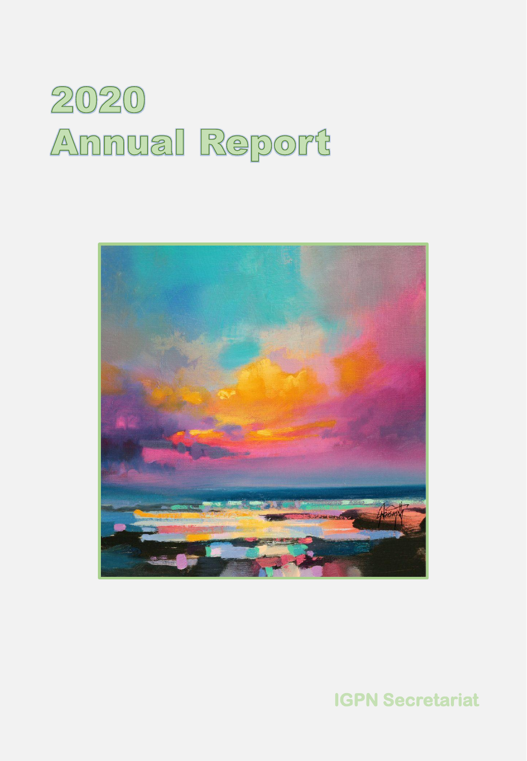# 2020
# Annual Report

IGPN Secretariat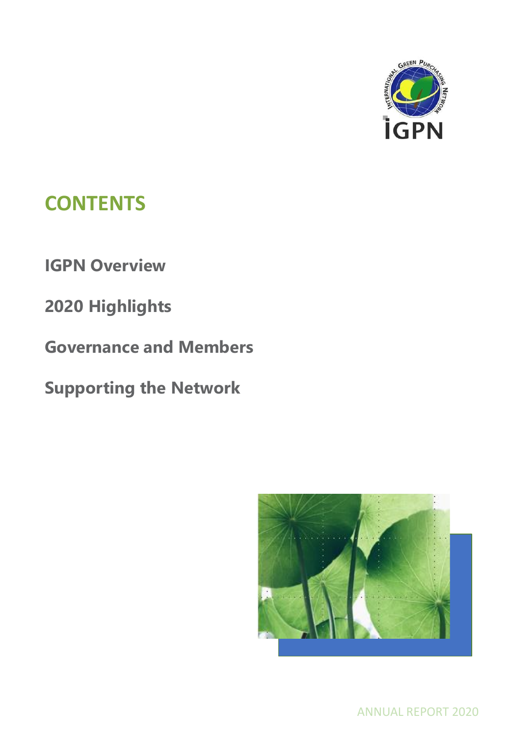# CONTENTS

**IGPN Overview**

**2020 Highlights**

**Governance and Members**

**Supporting the Network**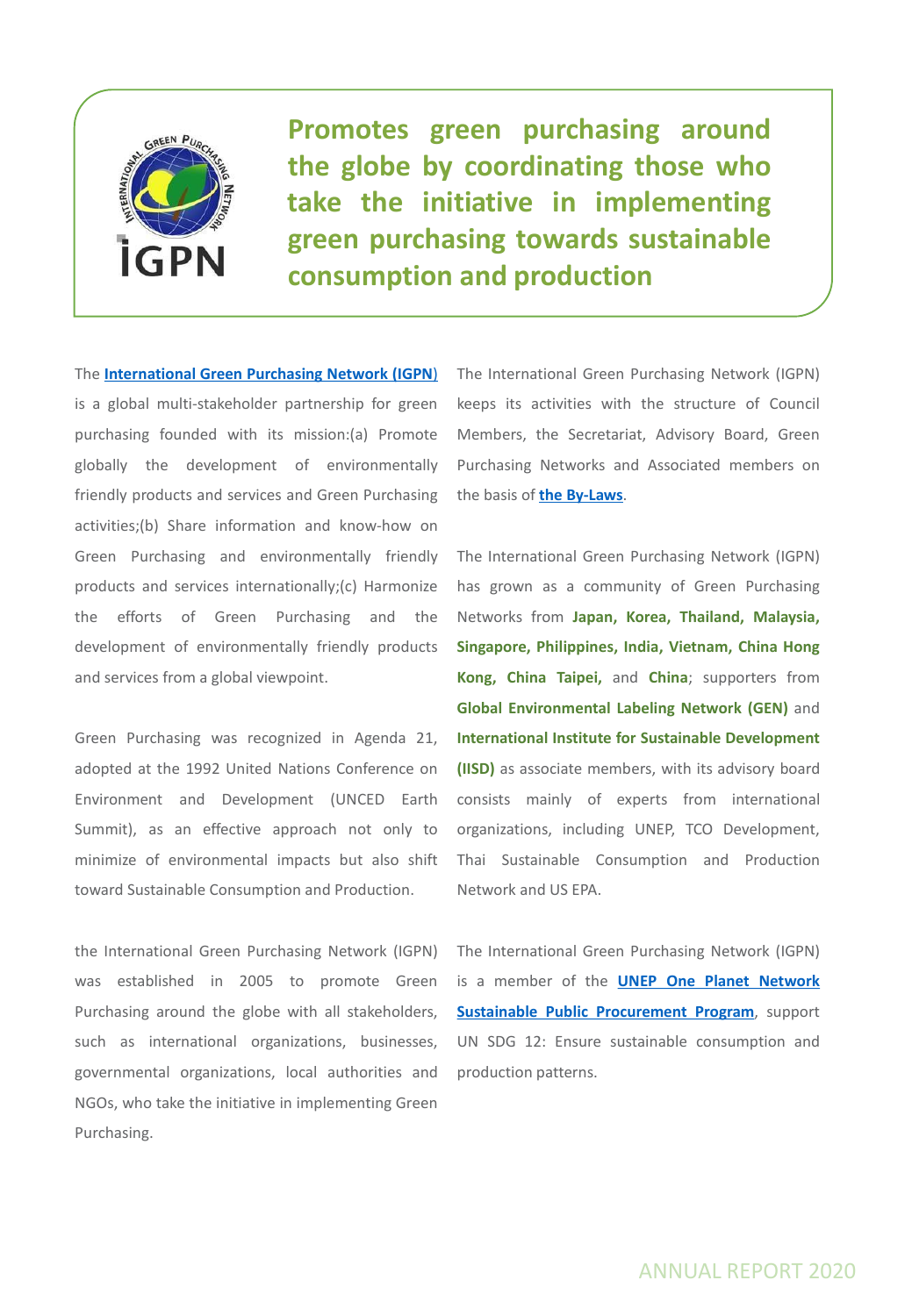**Promotes green purchasing around the globe by coordinating those who take the initiative in implementing green purchasing towards sustainable consumption and production**

The **International Green Purchasing Network (IGPN)** is a global multi-stakeholder partnership for green purchasing founded with its mission:(a) Promote globally the development of environmentally friendly products and services and Green Purchasing activities;(b) Share information and know-how on Green Purchasing and environmentally friendly products and services internationally;(c) Harmonize the efforts of Green Purchasing and the development of environmentally friendly products and services from a global viewpoint.

Green Purchasing was recognized in Agenda 21, adopted at the 1992 United Nations Conference on Environment and Development (UNCED Earth Summit), as an effective approach not only to minimize of environmental impacts but also shift toward Sustainable Consumption and Production.

the International Green Purchasing Network (IGPN) was established in 2005 to promote Green Purchasing around the globe with all stakeholders, such as international organizations, businesses, governmental organizations, local authorities and NGOs, who take the initiative in implementing Green Purchasing.

The International Green Purchasing Network (IGPN) keeps its activities with the structure of Council Members, the Secretariat, Advisory Board, Green Purchasing Networks and Associated members on the basis of **the By-Laws**.

The International Green Purchasing Network (IGPN) has grown as a community of Green Purchasing Networks from **Japan, Korea, Thailand, Malaysia, Singapore, Philippines, India, Vietnam, China Hong Kong, China Taipei,** and **China**; supporters from **Global Environmental Labeling Network (GEN)** and **International Institute for Sustainable Development (IISD)** as associate members, with its advisory board consists mainly of experts from international organizations, including UNEP, TCO Development, Thai Sustainable Consumption and Production Network and US EPA.

The International Green Purchasing Network (IGPN) is a member of the **UNEP One Planet Network Sustainable Public Procurement Program**, support UN SDG 12: Ensure sustainable consumption and production patterns.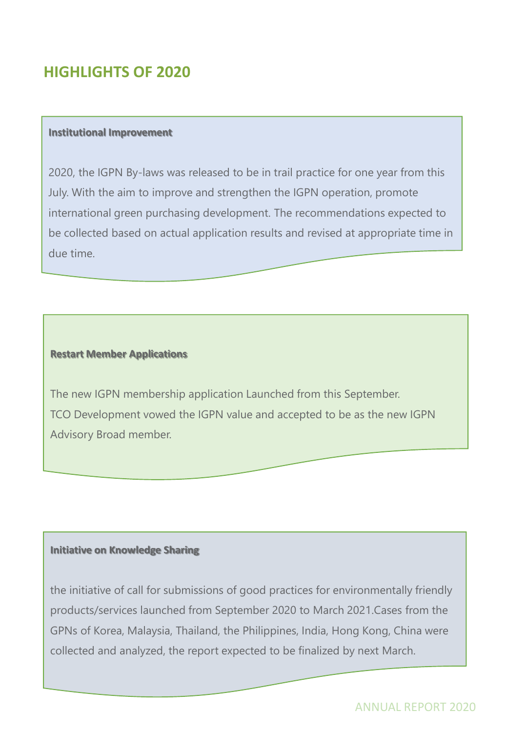# HIGHLIGHTS OF 2020

**Institutional Improvement**

2020, the IGPN By-laws was released to be in trail practice for one year from this July. With the aim to improve and strengthen the IGPN operation, promote international green purchasing development. The recommendations expected to be collected based on actual application results and revised at appropriate time in due time.

**Restart Member Applications**

The new IGPN membership application Launched from this September.
TCO Development vowed the IGPN value and accepted to be as the new IGPN Advisory Broad member.

**Initiative on Knowledge Sharing**

the initiative of call for submissions of good practices for environmentally friendly products/services launched from September 2020 to March 2021.Cases from the GPNs of Korea, Malaysia, Thailand, the Philippines, India, Hong Kong, China were collected and analyzed, the report expected to be finalized by next March.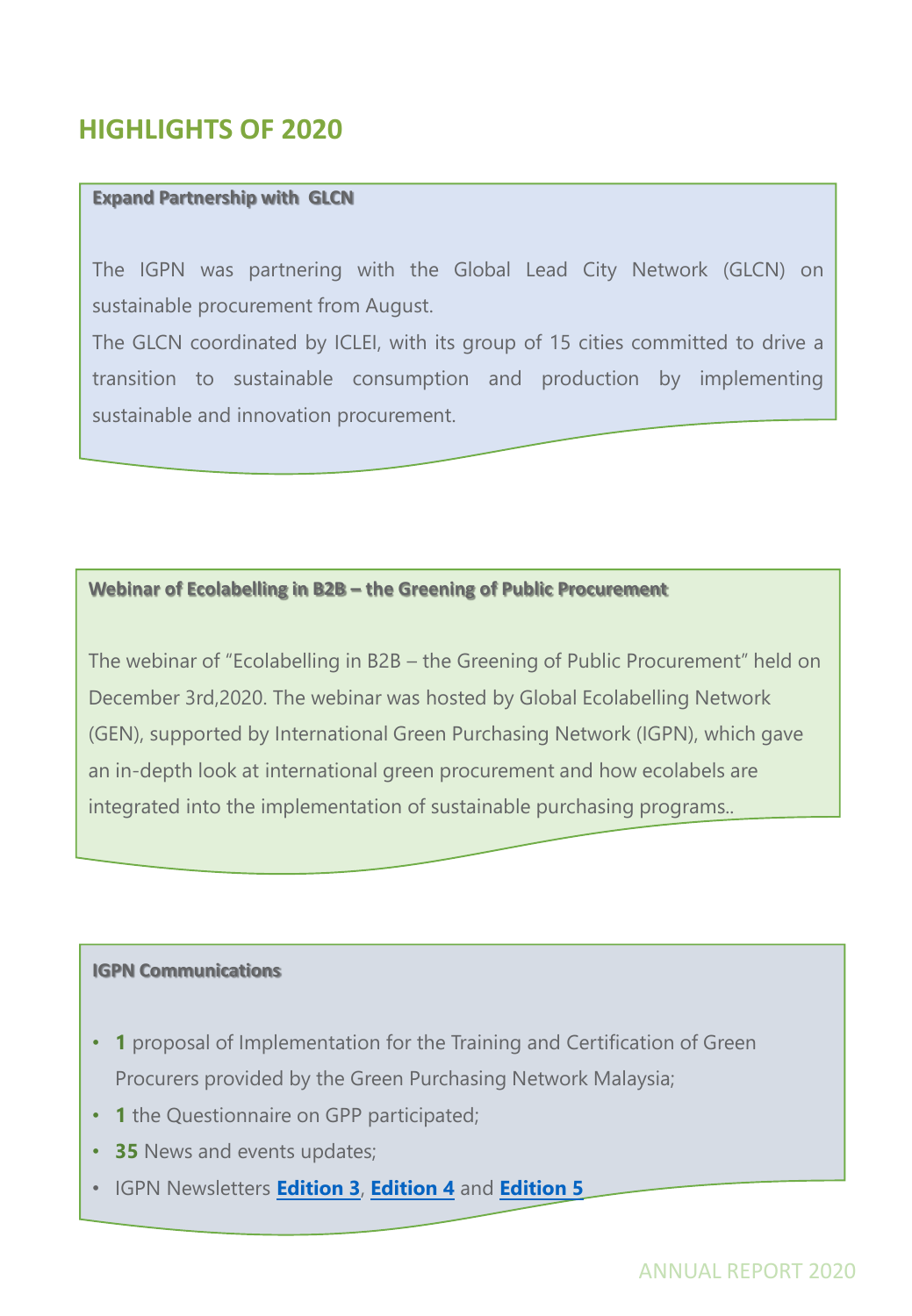## HIGHLIGHTS OF 2020

**Expand Partnership with GLCN**

The IGPN was partnering with the Global Lead City Network (GLCN) on sustainable procurement from August.

The GLCN coordinated by ICLEI, with its group of 15 cities committed to drive a transition to sustainable consumption and production by implementing sustainable and innovation procurement.

**Webinar of Ecolabelling in B2B – the Greening of Public Procurement**

The webinar of "Ecolabelling in B2B – the Greening of Public Procurement" held on December 3rd,2020. The webinar was hosted by Global Ecolabelling Network (GEN), supported by International Green Purchasing Network (IGPN), which gave an in-depth look at international green procurement and how ecolabels are integrated into the implementation of sustainable purchasing programs..

**IGPN Communications**

- **1** proposal of Implementation for the Training and Certification of Green Procurers provided by the Green Purchasing Network Malaysia;
- **1** the Questionnaire on GPP participated;
- **35** News and events updates;
- IGPN Newsletters **Edition 3**, **Edition 4** and **Edition 5**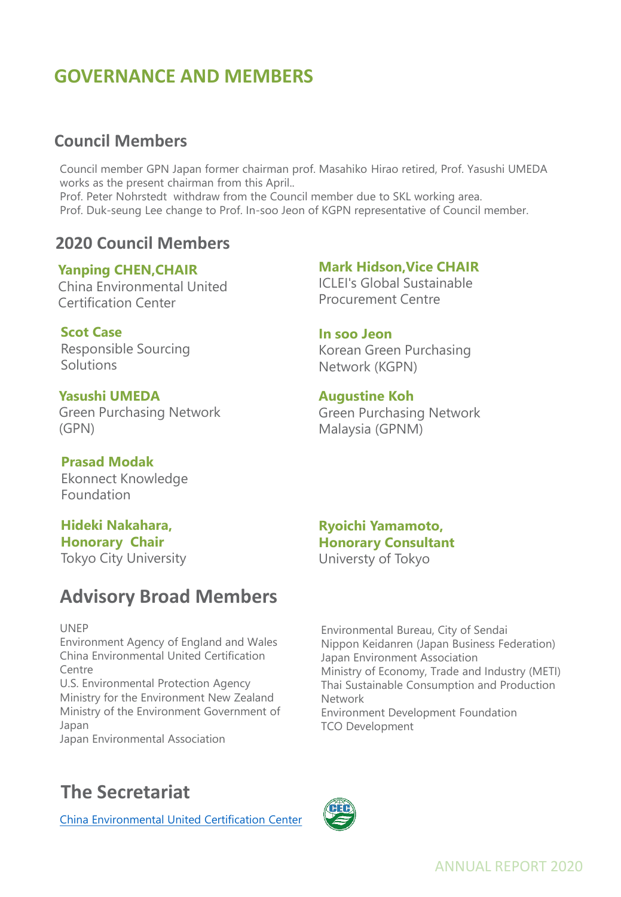# GOVERNANCE AND MEMBERS

## Council Members

Council member GPN Japan former chairman prof. Masahiko Hirao retired, Prof. Yasushi UMEDA works as the present chairman from this April..
Prof. Peter Nohrstedt withdraw from the Council member due to SKL working area.
Prof. Duk-seung Lee change to Prof. In-soo Jeon of KGPN representative of Council member.

## 2020 Council Members

**Yanping CHEN,CHAIR**
China Environmental United Certification Center

**Mark Hidson,Vice CHAIR**
ICLEI's Global Sustainable Procurement Centre

**Scot Case**
Responsible Sourcing Solutions

**In soo Jeon**
Korean Green Purchasing Network (KGPN)

**Yasushi UMEDA**
Green Purchasing Network (GPN)

**Augustine Koh**
Green Purchasing Network Malaysia (GPNM)

**Prasad Modak**
Ekonnect Knowledge Foundation

**Hideki Nakahara, Honorary Chair**
Tokyo City University

**Ryoichi Yamamoto, Honorary Consultant**
Universty of Tokyo

## Advisory Broad Members

UNEP
Environment Agency of England and Wales
China Environmental United Certification Centre
U.S. Environmental Protection Agency
Ministry for the Environment New Zealand
Ministry of the Environment Government of Japan
Japan Environmental Association
Environmental Bureau, City of Sendai
Nippon Keidanren (Japan Business Federation)
Japan Environment Association
Ministry of Economy, Trade and Industry (METI)
Thai Sustainable Consumption and Production Network
Environment Development Foundation
TCO Development

## The Secretariat

China Environmental United Certification Center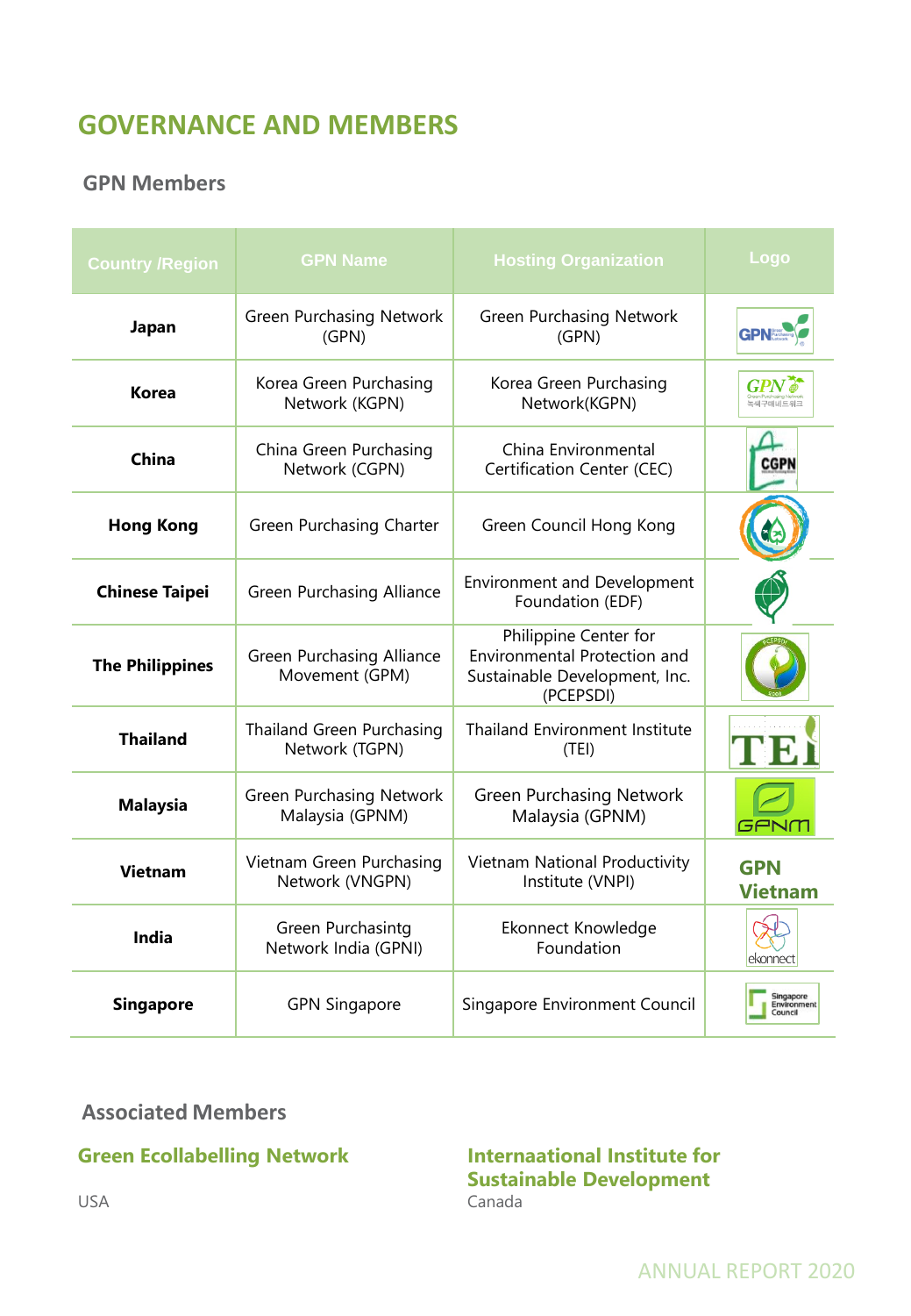# GOVERNANCE AND MEMBERS

## GPN Members

| Country /Region | GPN Name | Hosting Organization | Logo |
|---|---|---|---|
| **Japan** | Green Purchasing Network (GPN) | Green Purchasing Network (GPN) | |
| **Korea** | Korea Green Purchasing Network (KGPN) | Korea Green Purchasing Network(KGPN) | |
| **China** | China Green Purchasing Network (CGPN) | China Environmental Certification Center (CEC) | |
| **Hong Kong** | Green Purchasing Charter | Green Council Hong Kong | |
| **Chinese Taipei** | Green Purchasing Alliance | Environment and Development Foundation (EDF) | |
| **The Philippines** | Green Purchasing Alliance Movement (GPM) | Philippine Center for Environmental Protection and Sustainable Development, Inc. (PCEPSDI) | |
| **Thailand** | Thailand Green Purchasing Network (TGPN) | Thailand Environment Institute (TEI) | |
| **Malaysia** | Green Purchasing Network Malaysia (GPNM) | Green Purchasing Network Malaysia (GPNM) | |
| **Vietnam** | Vietnam Green Purchasing Network (VNGPN) | Vietnam National Productivity Institute (VNPI) | GPN Vietnam |
| **India** | Green Purchasintg Network India (GPNI) | Ekonnect Knowledge Foundation | |
| **Singapore** | GPN Singapore | Singapore Environment Council | |

## Associated Members

**Green Ecollabelling Network**

USA

**Internaational Institute for Sustainable Development**

Canada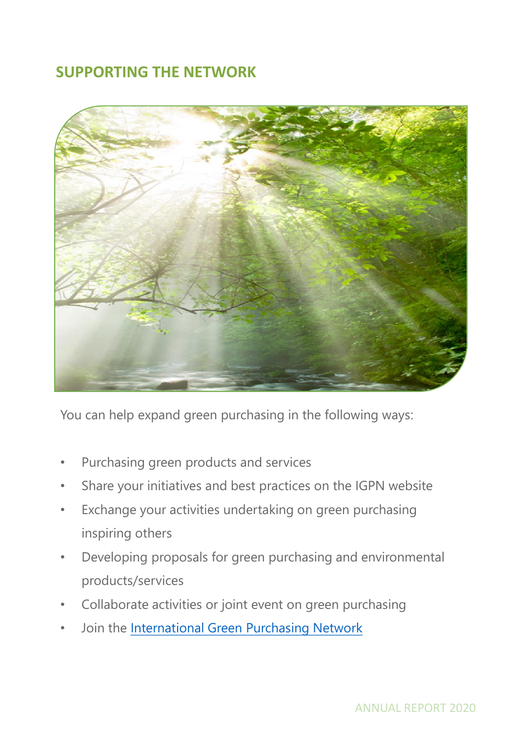## SUPPORTING THE NETWORK

You can help expand green purchasing in the following ways:

- Purchasing green products and services
- Share your initiatives and best practices on the IGPN website
- Exchange your activities undertaking on green purchasing inspiring others
- Developing proposals for green purchasing and environmental products/services
- Collaborate activities or joint event on green purchasing
- Join the International Green Purchasing Network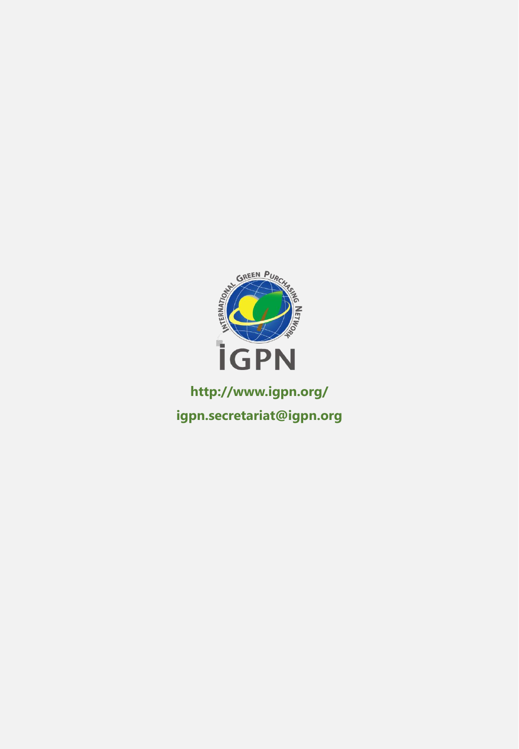INTERNATIONAL GREEN PURCHASING NETWORK

IGPN

**http://www.igpn.org/**

**igpn.secretariat@igpn.org**